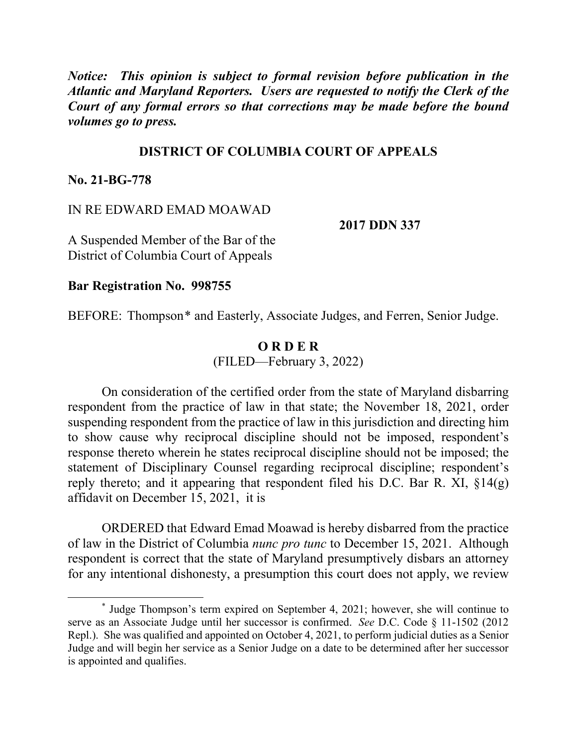*Notice: This opinion is subject to formal revision before publication in the Atlantic and Maryland Reporters. Users are requested to notify the Clerk of the Court of any formal errors so that corrections may be made before the bound volumes go to press.*

**DISTRICT OF COLUMBIA COURT OF APPEALS**

**No. 21-BG-778**

IN RE EDWARD EMAD MOAWAD

**2017 DDN 337**

A Suspended Member of the Bar of the District of Columbia Court of Appeals

**Bar Registration No. 998755**

BEFORE: Thompson* and Easterly, Associate Judges, and Ferren, Senior Judge.

**O R D E R**

(FILED—February 3, 2022)

On consideration of the certified order from the state of Maryland disbarring respondent from the practice of law in that state; the November 18, 2021, order suspending respondent from the practice of law in this jurisdiction and directing him to show cause why reciprocal discipline should not be imposed, respondent's response thereto wherein he states reciprocal discipline should not be imposed; the statement of Disciplinary Counsel regarding reciprocal discipline; respondent's reply thereto; and it appearing that respondent filed his D.C. Bar R. XI, §14(g) affidavit on December 15, 2021, it is

ORDERED that Edward Emad Moawad is hereby disbarred from the practice of law in the District of Columbia *nunc pro tunc* to December 15, 2021. Although respondent is correct that the state of Maryland presumptively disbars an attorney for any intentional dishonesty, a presumption this court does not apply, we review

* Judge Thompson's term expired on September 4, 2021; however, she will continue to serve as an Associate Judge until her successor is confirmed. *See* D.C. Code § 11-1502 (2012 Repl.). She was qualified and appointed on October 4, 2021, to perform judicial duties as a Senior Judge and will begin her service as a Senior Judge on a date to be determined after her successor is appointed and qualifies.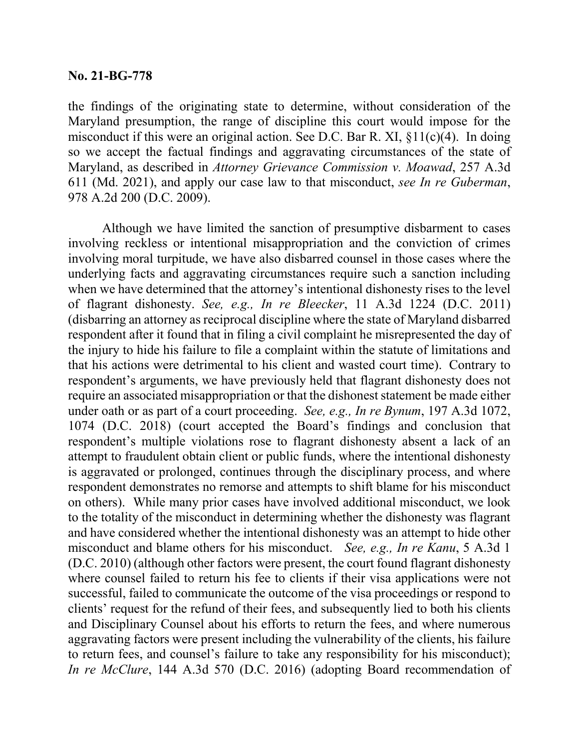**No. 21-BG-778**

the findings of the originating state to determine, without consideration of the Maryland presumption, the range of discipline this court would impose for the misconduct if this were an original action. See D.C. Bar R. XI, §11(c)(4). In doing so we accept the factual findings and aggravating circumstances of the state of Maryland, as described in *Attorney Grievance Commission v. Moawad*, 257 A.3d 611 (Md. 2021), and apply our case law to that misconduct, *see In re Guberman*, 978 A.2d 200 (D.C. 2009).

Although we have limited the sanction of presumptive disbarment to cases involving reckless or intentional misappropriation and the conviction of crimes involving moral turpitude, we have also disbarred counsel in those cases where the underlying facts and aggravating circumstances require such a sanction including when we have determined that the attorney's intentional dishonesty rises to the level of flagrant dishonesty. *See, e.g., In re Bleecker*, 11 A.3d 1224 (D.C. 2011) (disbarring an attorney as reciprocal discipline where the state of Maryland disbarred respondent after it found that in filing a civil complaint he misrepresented the day of the injury to hide his failure to file a complaint within the statute of limitations and that his actions were detrimental to his client and wasted court time). Contrary to respondent's arguments, we have previously held that flagrant dishonesty does not require an associated misappropriation or that the dishonest statement be made either under oath or as part of a court proceeding. *See, e.g., In re Bynum*, 197 A.3d 1072, 1074 (D.C. 2018) (court accepted the Board's findings and conclusion that respondent's multiple violations rose to flagrant dishonesty absent a lack of an attempt to fraudulent obtain client or public funds, where the intentional dishonesty is aggravated or prolonged, continues through the disciplinary process, and where respondent demonstrates no remorse and attempts to shift blame for his misconduct on others). While many prior cases have involved additional misconduct, we look to the totality of the misconduct in determining whether the dishonesty was flagrant and have considered whether the intentional dishonesty was an attempt to hide other misconduct and blame others for his misconduct. *See, e.g., In re Kanu*, 5 A.3d 1 (D.C. 2010) (although other factors were present, the court found flagrant dishonesty where counsel failed to return his fee to clients if their visa applications were not successful, failed to communicate the outcome of the visa proceedings or respond to clients' request for the refund of their fees, and subsequently lied to both his clients and Disciplinary Counsel about his efforts to return the fees, and where numerous aggravating factors were present including the vulnerability of the clients, his failure to return fees, and counsel's failure to take any responsibility for his misconduct); *In re McClure*, 144 A.3d 570 (D.C. 2016) (adopting Board recommendation of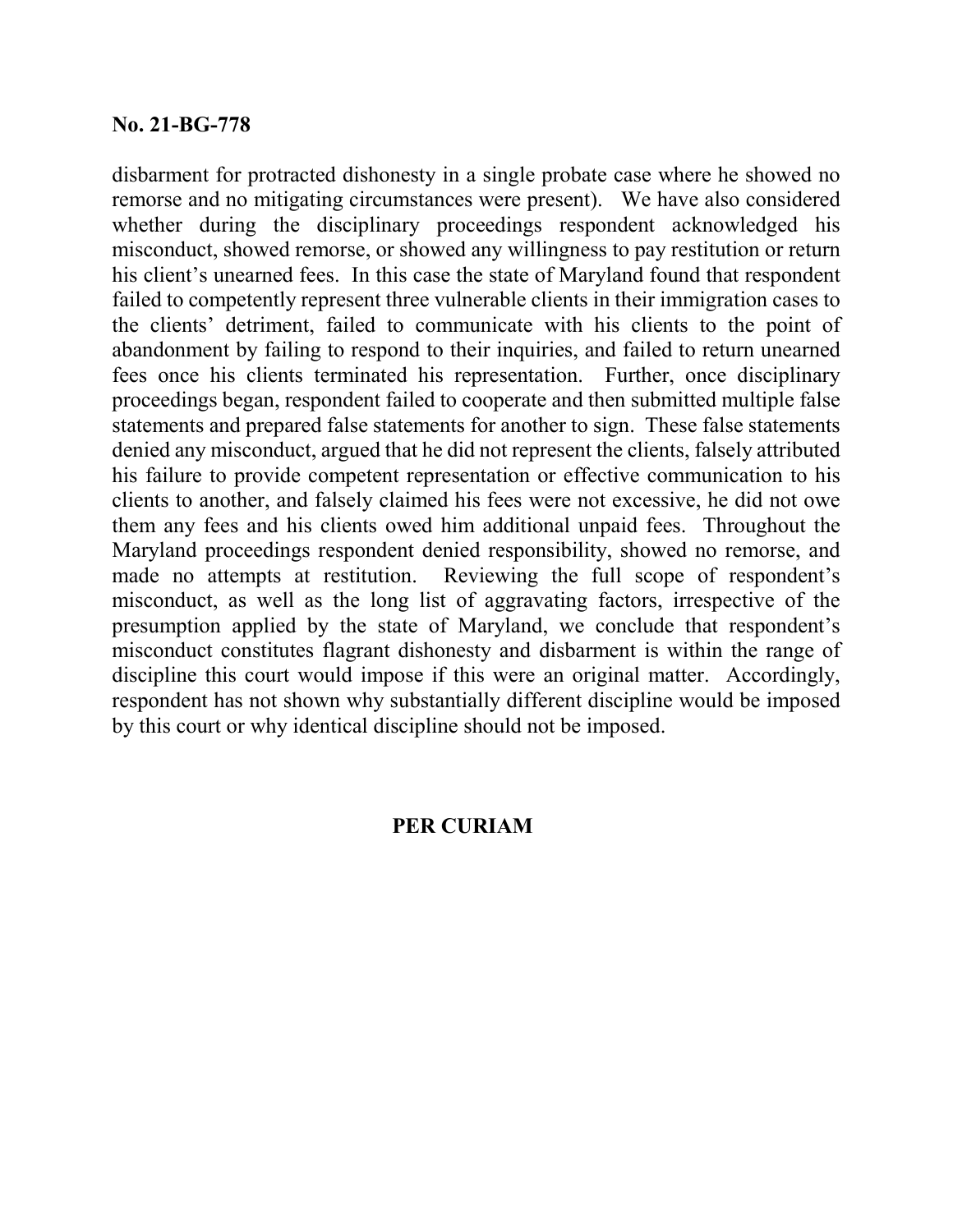No. 21-BG-778

disbarment for protracted dishonesty in a single probate case where he showed no remorse and no mitigating circumstances were present). We have also considered whether during the disciplinary proceedings respondent acknowledged his misconduct, showed remorse, or showed any willingness to pay restitution or return his client's unearned fees. In this case the state of Maryland found that respondent failed to competently represent three vulnerable clients in their immigration cases to the clients' detriment, failed to communicate with his clients to the point of abandonment by failing to respond to their inquiries, and failed to return unearned fees once his clients terminated his representation. Further, once disciplinary proceedings began, respondent failed to cooperate and then submitted multiple false statements and prepared false statements for another to sign. These false statements denied any misconduct, argued that he did not represent the clients, falsely attributed his failure to provide competent representation or effective communication to his clients to another, and falsely claimed his fees were not excessive, he did not owe them any fees and his clients owed him additional unpaid fees. Throughout the Maryland proceedings respondent denied responsibility, showed no remorse, and made no attempts at restitution. Reviewing the full scope of respondent's misconduct, as well as the long list of aggravating factors, irrespective of the presumption applied by the state of Maryland, we conclude that respondent's misconduct constitutes flagrant dishonesty and disbarment is within the range of discipline this court would impose if this were an original matter. Accordingly, respondent has not shown why substantially different discipline would be imposed by this court or why identical discipline should not be imposed.

**PER CURIAM**